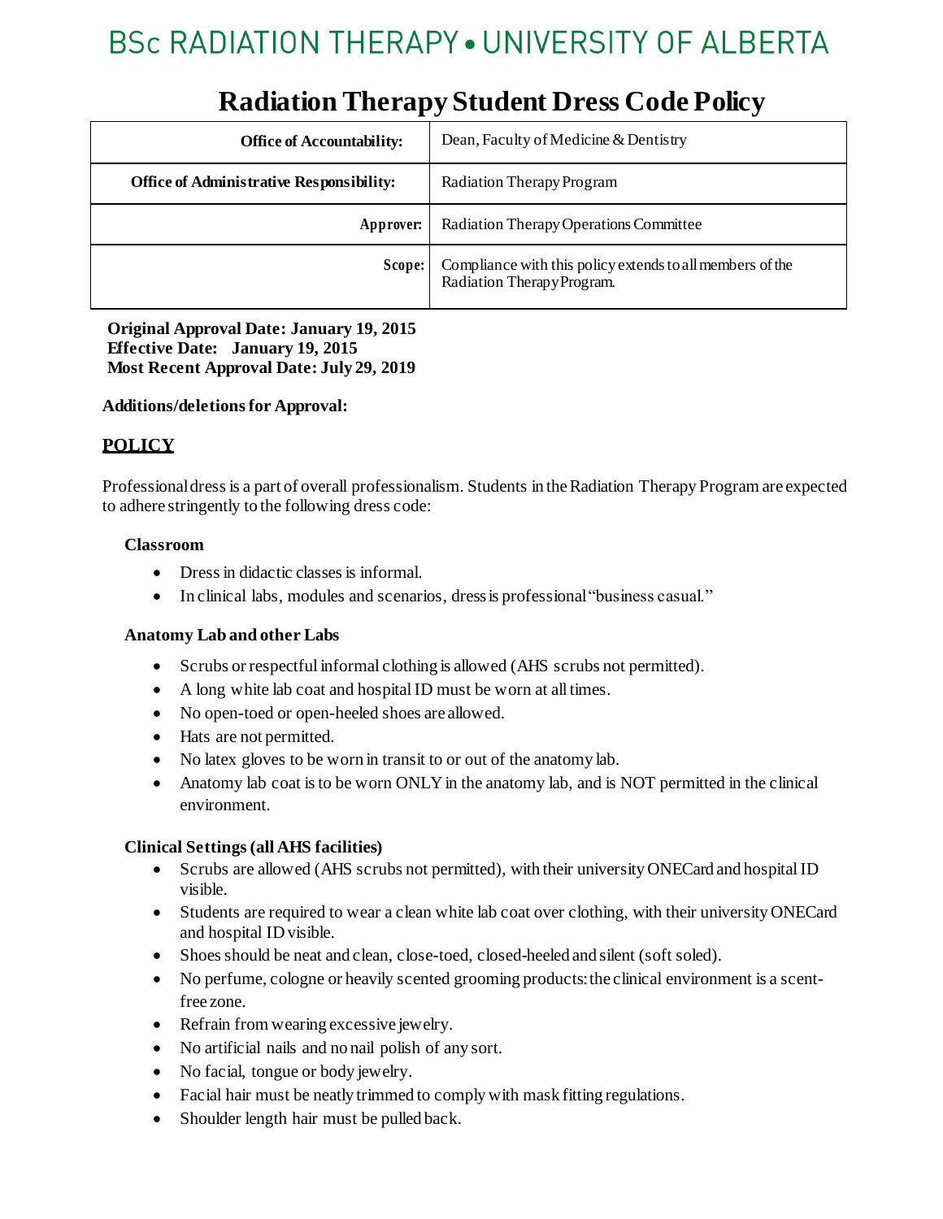# BSc RADIATION THERAPY • UNIVERSITY OF ALBERTA

## Radiation Therapy Student Dress Code Policy

| | |
|---|---|
| **Office of Accountability:** | Dean, Faculty of Medicine & Dentistry |
| **Office of Administrative Responsibility:** | Radiation Therapy Program |
| **Approver:** | Radiation Therapy Operations Committee |
| **Scope:** | Compliance with this policy extends to all members of the Radiation Therapy Program. |

**Original Approval Date: January 19, 2015**
**Effective Date: January 19, 2015**
**Most Recent Approval Date: July 29, 2019**

**Additions/deletions for Approval:**

### POLICY

Professional dress is a part of overall professionalism. Students in the Radiation Therapy Program are expected to adhere stringently to the following dress code:

#### Classroom

- Dress in didactic classes is informal.
- In clinical labs, modules and scenarios, dress is professional "business casual."

#### Anatomy Lab and other Labs

- Scrubs or respectful informal clothing is allowed (AHS scrubs not permitted).
- A long white lab coat and hospital ID must be worn at all times.
- No open-toed or open-heeled shoes are allowed.
- Hats are not permitted.
- No latex gloves to be worn in transit to or out of the anatomy lab.
- Anatomy lab coat is to be worn ONLY in the anatomy lab, and is NOT permitted in the clinical environment.

#### Clinical Settings (all AHS facilities)

- Scrubs are allowed (AHS scrubs not permitted), with their university ONECard and hospital ID visible.
- Students are required to wear a clean white lab coat over clothing, with their university ONECard and hospital ID visible.
- Shoes should be neat and clean, close-toed, closed-heeled and silent (soft soled).
- No perfume, cologne or heavily scented grooming products: the clinical environment is a scent-free zone.
- Refrain from wearing excessive jewelry.
- No artificial nails and no nail polish of any sort.
- No facial, tongue or body jewelry.
- Facial hair must be neatly trimmed to comply with mask fitting regulations.
- Shoulder length hair must be pulled back.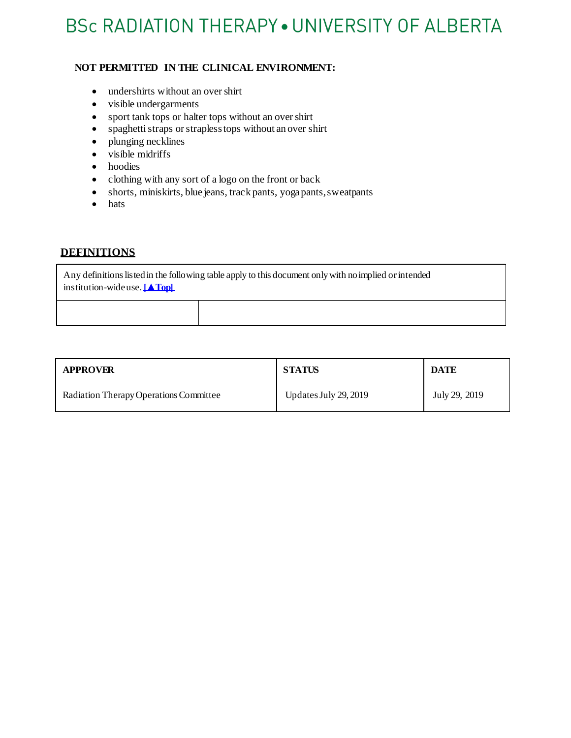**NOT PERMITTED IN THE CLINICAL ENVIRONMENT:**

- undershirts without an over shirt
- visible undergarments
- sport tank tops or halter tops without an over shirt
- spaghetti straps or strapless tops without an over shirt
- plunging necklines
- visible midriffs
- hoodies
- clothing with any sort of a logo on the front or back
- shorts, miniskirts, blue jeans, track pants, yoga pants, sweatpants
- hats

## DEFINITIONS

| Any definitions listed in the following table apply to this document only with no implied or intended institution-wide use. [▲Top] | |
|---|---|
| | |

| APPROVER | STATUS | DATE |
|---|---|---|
| Radiation Therapy Operations Committee | Updates July 29, 2019 | July 29, 2019 |